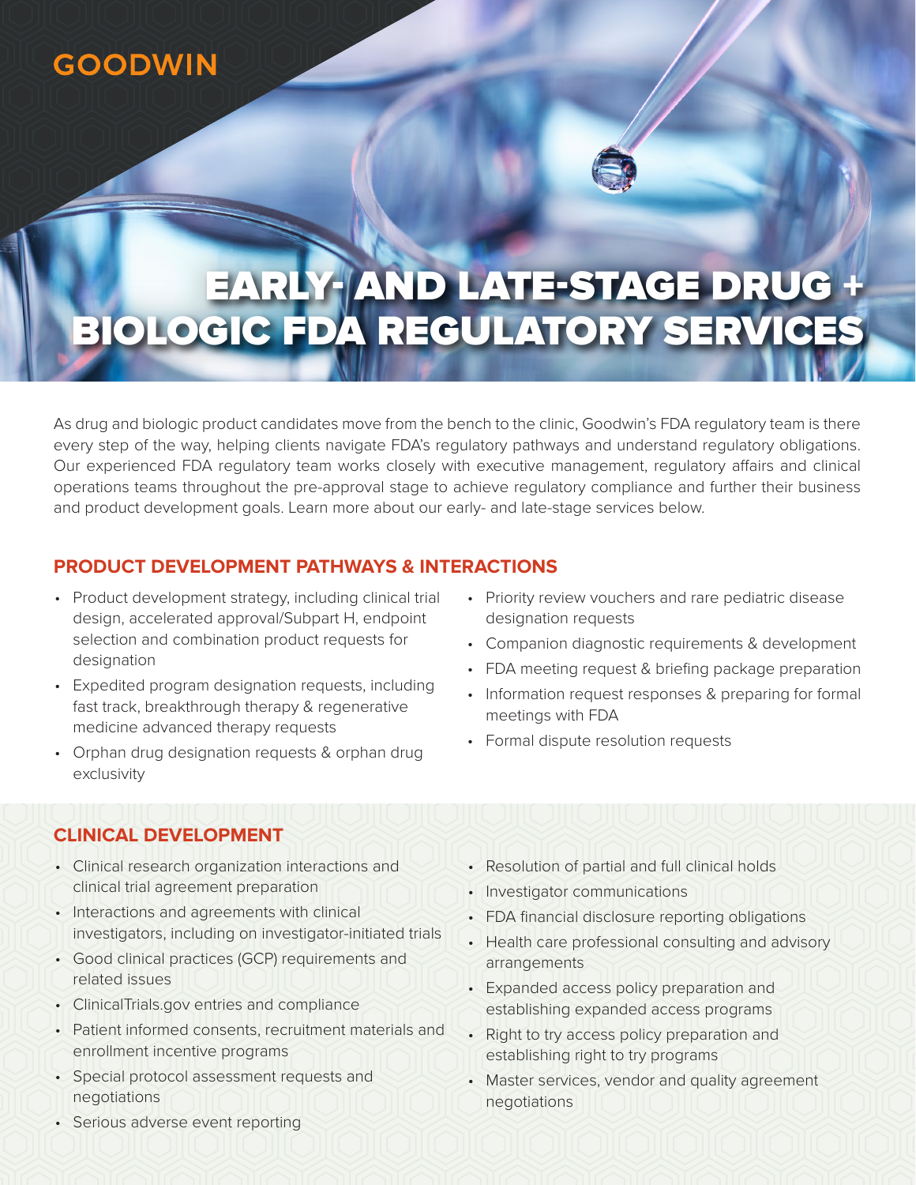GOODWIN

# EARLY- AND LATE-STAGE DRUG + BIOLOGIC FDA REGULATORY SERVICES

As drug and biologic product candidates move from the bench to the clinic, Goodwin's FDA regulatory team is there every step of the way, helping clients navigate FDA's regulatory pathways and understand regulatory obligations. Our experienced FDA regulatory team works closely with executive management, regulatory affairs and clinical operations teams throughout the pre-approval stage to achieve regulatory compliance and further their business and product development goals. Learn more about our early- and late-stage services below.

## PRODUCT DEVELOPMENT PATHWAYS & INTERACTIONS

- Product development strategy, including clinical trial design, accelerated approval/Subpart H, endpoint selection and combination product requests for designation
- Expedited program designation requests, including fast track, breakthrough therapy & regenerative medicine advanced therapy requests
- Orphan drug designation requests & orphan drug exclusivity
- Priority review vouchers and rare pediatric disease designation requests
- Companion diagnostic requirements & development
- FDA meeting request & briefing package preparation
- Information request responses & preparing for formal meetings with FDA
- Formal dispute resolution requests

## CLINICAL DEVELOPMENT

- Clinical research organization interactions and clinical trial agreement preparation
- Interactions and agreements with clinical investigators, including on investigator-initiated trials
- Good clinical practices (GCP) requirements and related issues
- ClinicalTrials.gov entries and compliance
- Patient informed consents, recruitment materials and enrollment incentive programs
- Special protocol assessment requests and negotiations
- Serious adverse event reporting
- Resolution of partial and full clinical holds
- Investigator communications
- FDA financial disclosure reporting obligations
- Health care professional consulting and advisory arrangements
- Expanded access policy preparation and establishing expanded access programs
- Right to try access policy preparation and establishing right to try programs
- Master services, vendor and quality agreement negotiations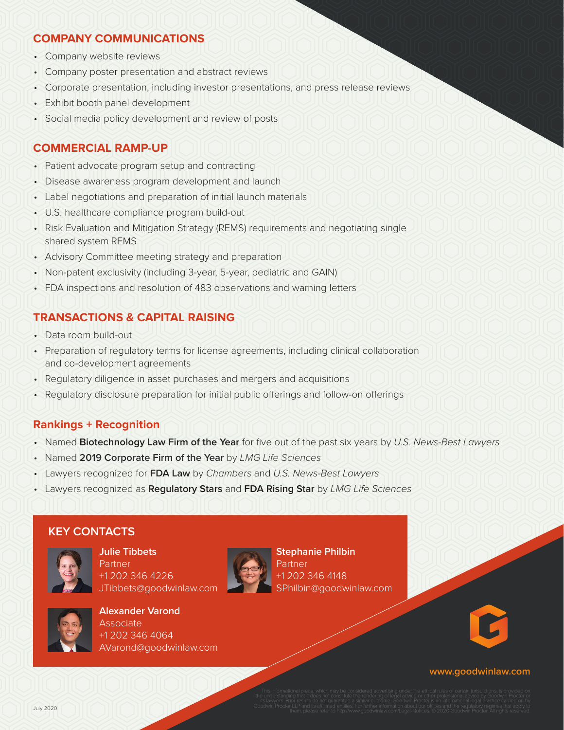## COMPANY COMMUNICATIONS

- Company website reviews
- Company poster presentation and abstract reviews
- Corporate presentation, including investor presentations, and press release reviews
- Exhibit booth panel development
- Social media policy development and review of posts

## COMMERCIAL RAMP-UP

- Patient advocate program setup and contracting
- Disease awareness program development and launch
- Label negotiations and preparation of initial launch materials
- U.S. healthcare compliance program build-out
- Risk Evaluation and Mitigation Strategy (REMS) requirements and negotiating single shared system REMS
- Advisory Committee meeting strategy and preparation
- Non-patent exclusivity (including 3-year, 5-year, pediatric and GAIN)
- FDA inspections and resolution of 483 observations and warning letters

## TRANSACTIONS & CAPITAL RAISING

- Data room build-out
- Preparation of regulatory terms for license agreements, including clinical collaboration and co-development agreements
- Regulatory diligence in asset purchases and mergers and acquisitions
- Regulatory disclosure preparation for initial public offerings and follow-on offerings

## Rankings + Recognition

- Named **Biotechnology Law Firm of the Year** for five out of the past six years by *U.S. News-Best Lawyers*
- Named **2019 Corporate Firm of the Year** by *LMG Life Sciences*
- Lawyers recognized for **FDA Law** by *Chambers* and *U.S. News-Best Lawyers*
- Lawyers recognized as **Regulatory Stars** and **FDA Rising Star** by *LMG Life Sciences*

## KEY CONTACTS

**Julie Tibbets**
Partner
+1 202 346 4226
JTibbets@goodwinlaw.com

**Stephanie Philbin**
Partner
+1 202 346 4148
SPhilbin@goodwinlaw.com

**Alexander Varond**
Associate
+1 202 346 4064
AVarond@goodwinlaw.com

www.goodwinlaw.com

This informational piece, which may be considered advertising under the ethical rules of certain jurisdictions, is provided on the understanding that it does not constitute the rendering of legal advice or other professional advice by Goodwin Procter or its lawyers. Prior results do not guarantee a similar outcome. Goodwin Procter is an international legal practice carried on by Goodwin Procter LLP and its affiliated entities. For further information about our offices and the regulatory regimes that apply to them, please refer to http://www.goodwinlaw.com/Legal-Notices. © 2020 Goodwin Procter. All rights reserved.

July 2020